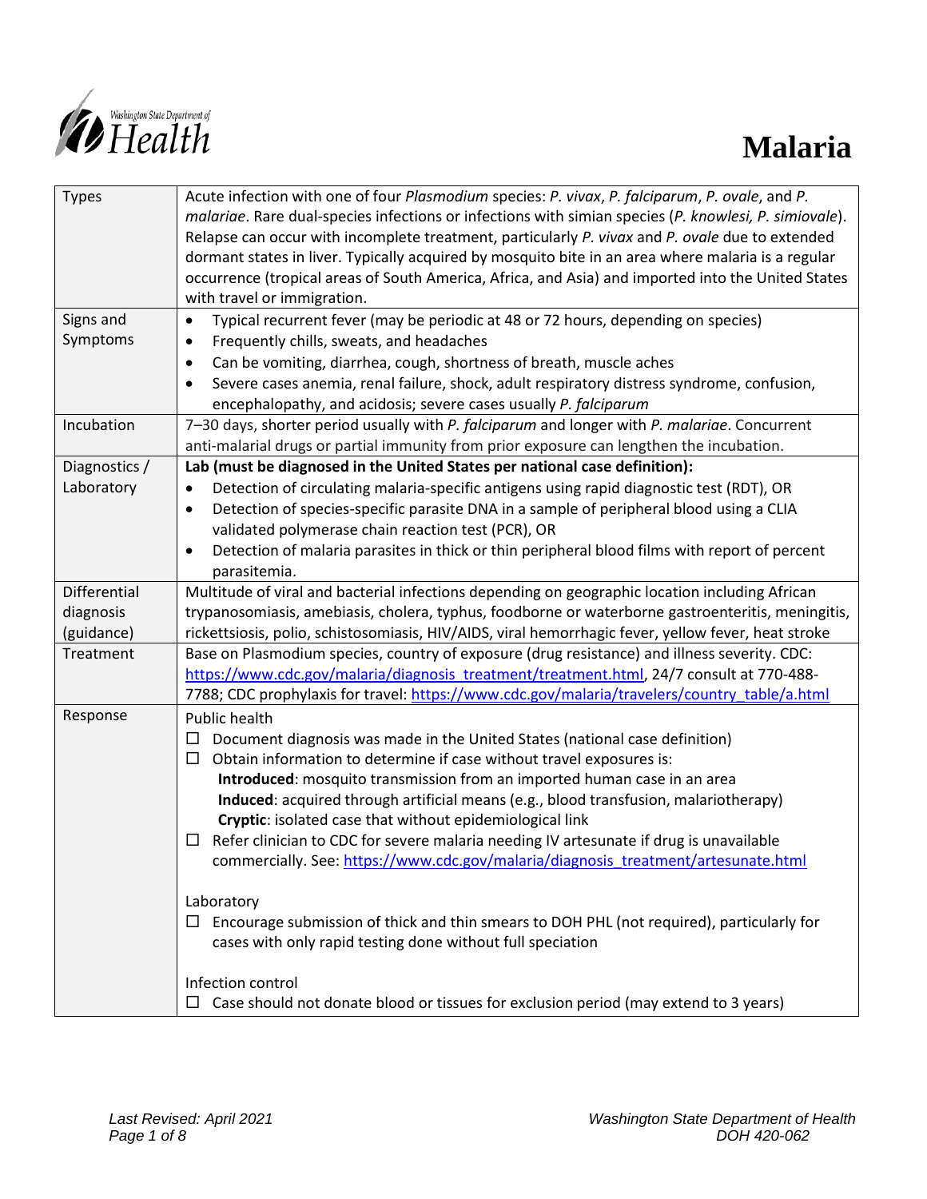# Malaria

| | |
|---|---|
| Types | Acute infection with one of four *Plasmodium* species: *P. vivax*, *P. falciparum*, *P. ovale*, and *P. malariae*. Rare dual-species infections or infections with simian species (*P. knowlesi, P. simiovale*). Relapse can occur with incomplete treatment, particularly *P. vivax* and *P. ovale* due to extended dormant states in liver. Typically acquired by mosquito bite in an area where malaria is a regular occurrence (tropical areas of South America, Africa, and Asia) and imported into the United States with travel or immigration. |
| Signs and Symptoms | • Typical recurrent fever (may be periodic at 48 or 72 hours, depending on species)<br>• Frequently chills, sweats, and headaches<br>• Can be vomiting, diarrhea, cough, shortness of breath, muscle aches<br>• Severe cases anemia, renal failure, shock, adult respiratory distress syndrome, confusion, encephalopathy, and acidosis; severe cases usually *P. falciparum* |
| Incubation | 7–30 days, shorter period usually with *P. falciparum* and longer with *P. malariae*. Concurrent anti-malarial drugs or partial immunity from prior exposure can lengthen the incubation. |
| Diagnostics / Laboratory | **Lab (must be diagnosed in the United States per national case definition):**<br>• Detection of circulating malaria-specific antigens using rapid diagnostic test (RDT), OR<br>• Detection of species-specific parasite DNA in a sample of peripheral blood using a CLIA validated polymerase chain reaction test (PCR), OR<br>• Detection of malaria parasites in thick or thin peripheral blood films with report of percent parasitemia. |
| Differential diagnosis (guidance) | Multitude of viral and bacterial infections depending on geographic location including African trypanosomiasis, amebiasis, cholera, typhus, foodborne or waterborne gastroenteritis, meningitis, rickettsiosis, polio, schistosomiasis, HIV/AIDS, viral hemorrhagic fever, yellow fever, heat stroke |
| Treatment | Base on Plasmodium species, country of exposure (drug resistance) and illness severity. CDC: https://www.cdc.gov/malaria/diagnosis_treatment/treatment.html, 24/7 consult at 770-488-7788; CDC prophylaxis for travel: https://www.cdc.gov/malaria/travelers/country_table/a.html |
| Response | Public health<br>☐ Document diagnosis was made in the United States (national case definition)<br>☐ Obtain information to determine if case without travel exposures is:<br>**Introduced**: mosquito transmission from an imported human case in an area<br>**Induced**: acquired through artificial means (e.g., blood transfusion, malariotherapy)<br>**Cryptic**: isolated case that without epidemiological link<br>☐ Refer clinician to CDC for severe malaria needing IV artesunate if drug is unavailable commercially. See: https://www.cdc.gov/malaria/diagnosis_treatment/artesunate.html<br><br>Laboratory<br>☐ Encourage submission of thick and thin smears to DOH PHL (not required), particularly for cases with only rapid testing done without full speciation<br><br>Infection control<br>☐ Case should not donate blood or tissues for exclusion period (may extend to 3 years) |

*Last Revised: April 2021* | *Washington State Department of Health DOH 420-062*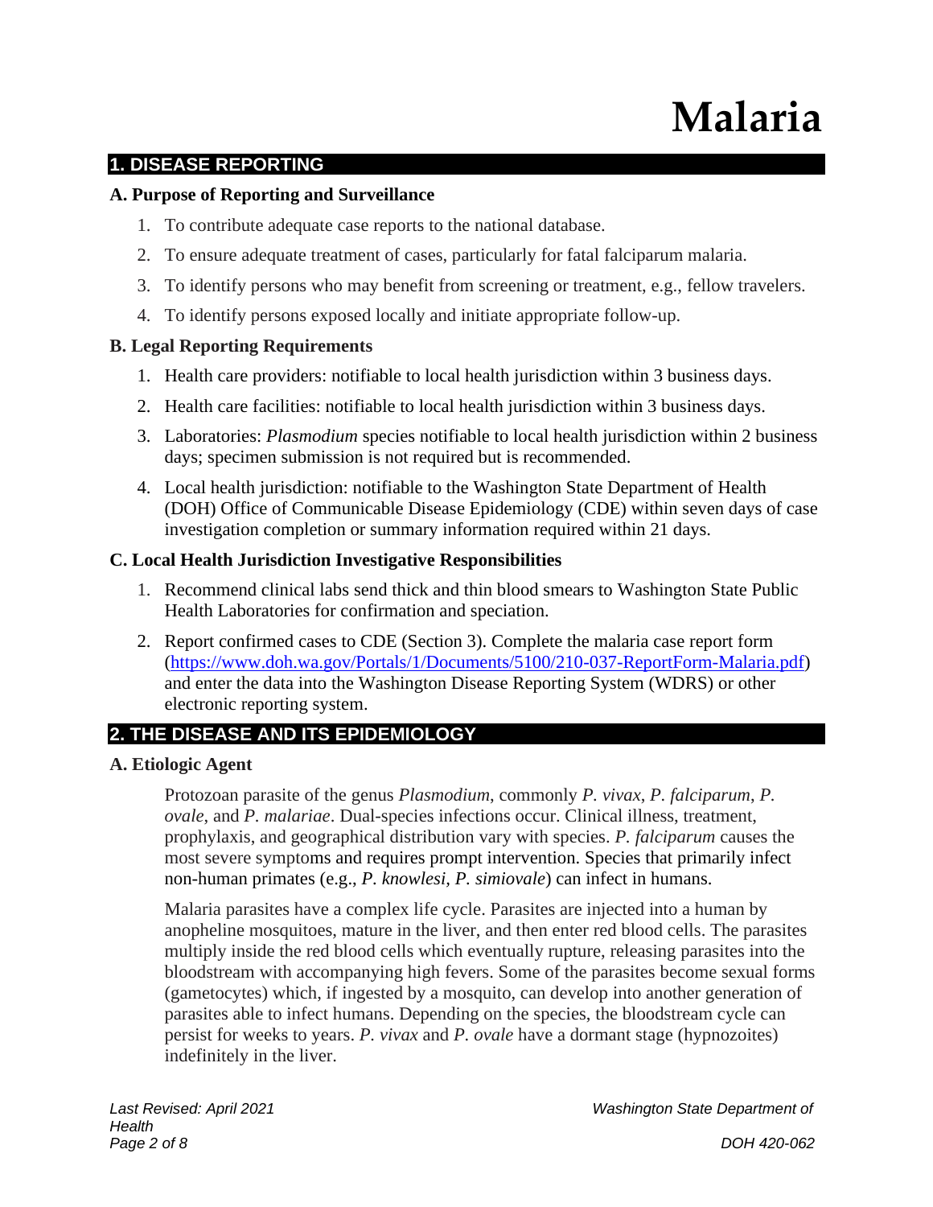# Malaria

## 1. DISEASE REPORTING

### A. Purpose of Reporting and Surveillance

1. To contribute adequate case reports to the national database.
2. To ensure adequate treatment of cases, particularly for fatal falciparum malaria.
3. To identify persons who may benefit from screening or treatment, e.g., fellow travelers.
4. To identify persons exposed locally and initiate appropriate follow-up.

### B. Legal Reporting Requirements

1. Health care providers: notifiable to local health jurisdiction within 3 business days.
2. Health care facilities: notifiable to local health jurisdiction within 3 business days.
3. Laboratories: *Plasmodium* species notifiable to local health jurisdiction within 2 business days; specimen submission is not required but is recommended.
4. Local health jurisdiction: notifiable to the Washington State Department of Health (DOH) Office of Communicable Disease Epidemiology (CDE) within seven days of case investigation completion or summary information required within 21 days.

### C. Local Health Jurisdiction Investigative Responsibilities

1. Recommend clinical labs send thick and thin blood smears to Washington State Public Health Laboratories for confirmation and speciation.
2. Report confirmed cases to CDE (Section 3). Complete the malaria case report form (https://www.doh.wa.gov/Portals/1/Documents/5100/210-037-ReportForm-Malaria.pdf) and enter the data into the Washington Disease Reporting System (WDRS) or other electronic reporting system.

## 2. THE DISEASE AND ITS EPIDEMIOLOGY

### A. Etiologic Agent

Protozoan parasite of the genus *Plasmodium*, commonly *P. vivax*, *P. falciparum*, *P. ovale*, and *P. malariae*. Dual-species infections occur. Clinical illness, treatment, prophylaxis, and geographical distribution vary with species. *P. falciparum* causes the most severe symptoms and requires prompt intervention. Species that primarily infect non-human primates (e.g., *P. knowlesi*, *P. simiovale*) can infect in humans.

Malaria parasites have a complex life cycle. Parasites are injected into a human by anopheline mosquitoes, mature in the liver, and then enter red blood cells. The parasites multiply inside the red blood cells which eventually rupture, releasing parasites into the bloodstream with accompanying high fevers. Some of the parasites become sexual forms (gametocytes) which, if ingested by a mosquito, can develop into another generation of parasites able to infect humans. Depending on the species, the bloodstream cycle can persist for weeks to years. *P. vivax* and *P. ovale* have a dormant stage (hypnozoites) indefinitely in the liver.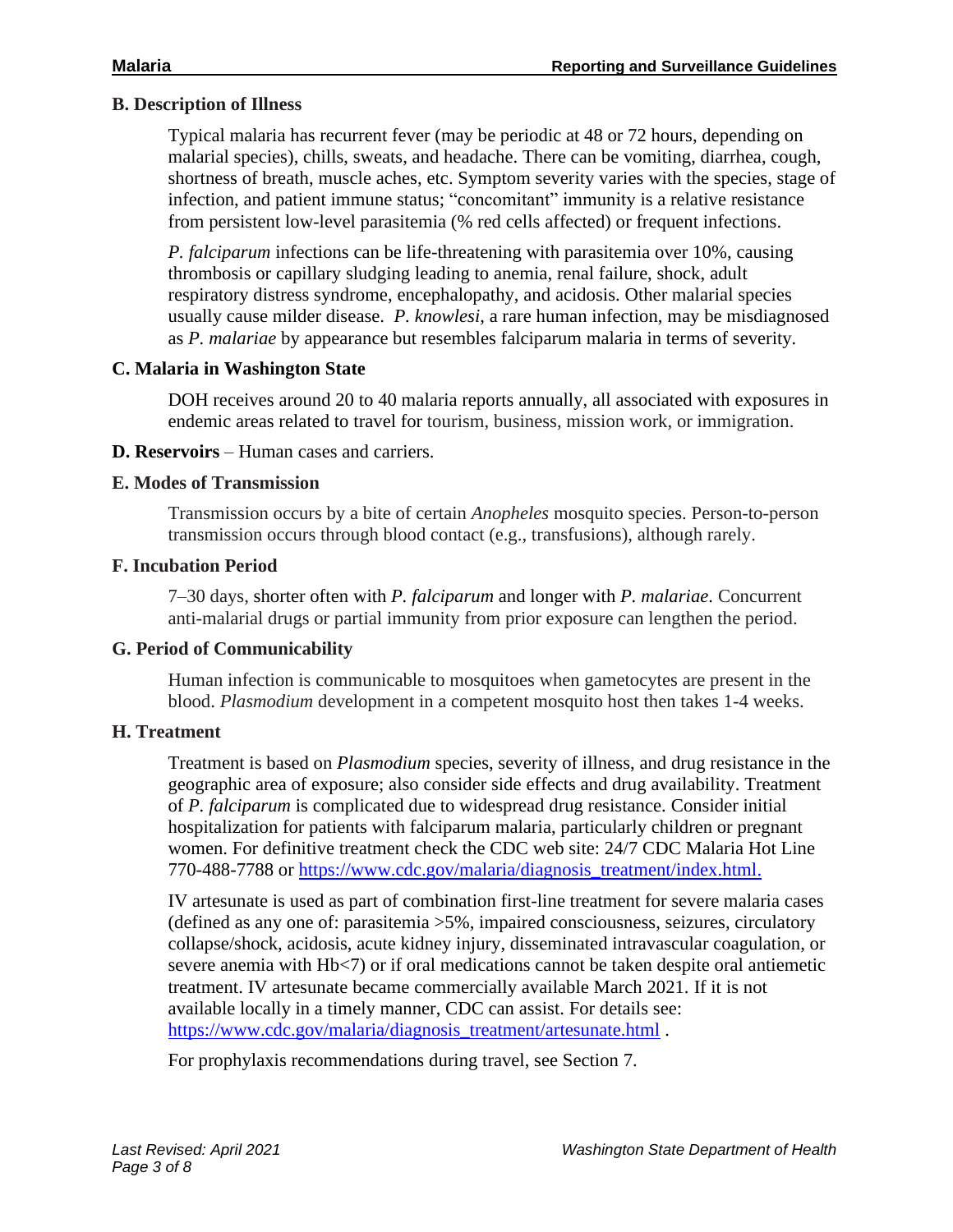### B. Description of Illness

Typical malaria has recurrent fever (may be periodic at 48 or 72 hours, depending on malarial species), chills, sweats, and headache. There can be vomiting, diarrhea, cough, shortness of breath, muscle aches, etc. Symptom severity varies with the species, stage of infection, and patient immune status; "concomitant" immunity is a relative resistance from persistent low-level parasitemia (% red cells affected) or frequent infections.

*P. falciparum* infections can be life-threatening with parasitemia over 10%, causing thrombosis or capillary sludging leading to anemia, renal failure, shock, adult respiratory distress syndrome, encephalopathy, and acidosis. Other malarial species usually cause milder disease. *P. knowlesi*, a rare human infection, may be misdiagnosed as *P. malariae* by appearance but resembles falciparum malaria in terms of severity.

### C. Malaria in Washington State

DOH receives around 20 to 40 malaria reports annually, all associated with exposures in endemic areas related to travel for tourism, business, mission work, or immigration.

**D. Reservoirs** – Human cases and carriers.

### E. Modes of Transmission

Transmission occurs by a bite of certain *Anopheles* mosquito species. Person-to-person transmission occurs through blood contact (e.g., transfusions), although rarely.

### F. Incubation Period

7–30 days, shorter often with *P. falciparum* and longer with *P. malariae*. Concurrent anti-malarial drugs or partial immunity from prior exposure can lengthen the period.

### G. Period of Communicability

Human infection is communicable to mosquitoes when gametocytes are present in the blood. *Plasmodium* development in a competent mosquito host then takes 1-4 weeks.

### H. Treatment

Treatment is based on *Plasmodium* species, severity of illness, and drug resistance in the geographic area of exposure; also consider side effects and drug availability. Treatment of *P. falciparum* is complicated due to widespread drug resistance. Consider initial hospitalization for patients with falciparum malaria, particularly children or pregnant women. For definitive treatment check the CDC web site: 24/7 CDC Malaria Hot Line 770-488-7788 or [https://www.cdc.gov/malaria/diagnosis_treatment/index.html.](https://www.cdc.gov/malaria/diagnosis_treatment/index.html)

IV artesunate is used as part of combination first-line treatment for severe malaria cases (defined as any one of: parasitemia >5%, impaired consciousness, seizures, circulatory collapse/shock, acidosis, acute kidney injury, disseminated intravascular coagulation, or severe anemia with Hb<7) or if oral medications cannot be taken despite oral antiemetic treatment. IV artesunate became commercially available March 2021. If it is not available locally in a timely manner, CDC can assist. For details see: [https://www.cdc.gov/malaria/diagnosis_treatment/artesunate.html](https://www.cdc.gov/malaria/diagnosis_treatment/artesunate.html) .

For prophylaxis recommendations during travel, see Section 7.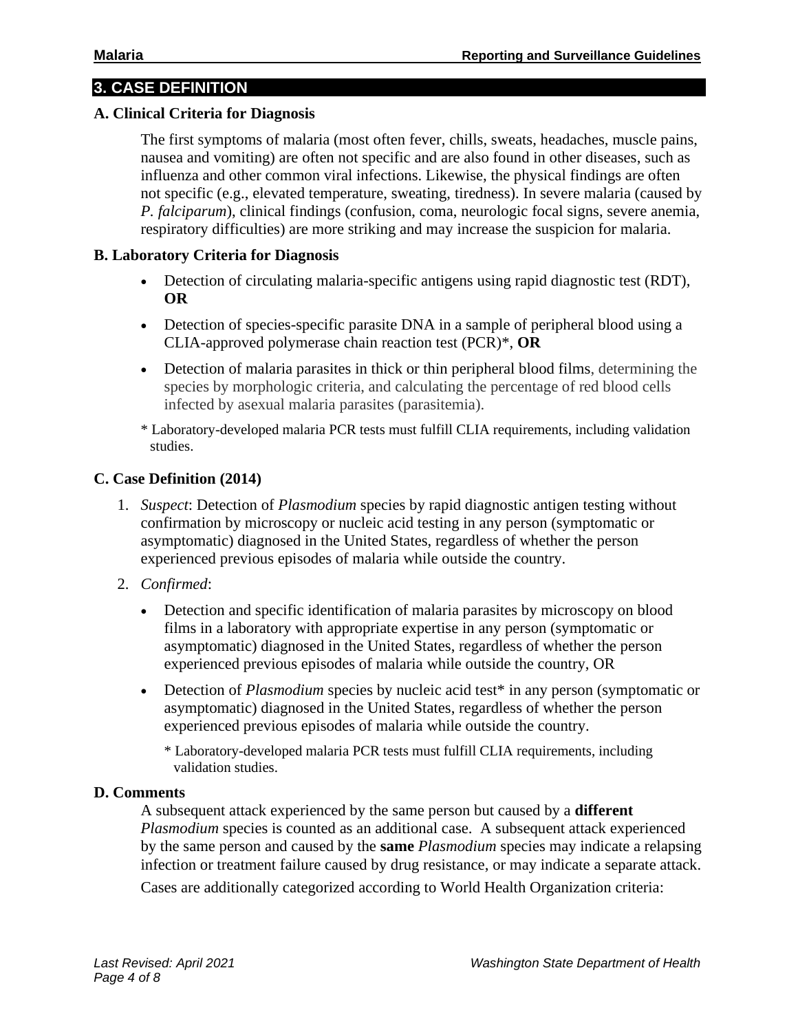## 3. CASE DEFINITION

### A. Clinical Criteria for Diagnosis

The first symptoms of malaria (most often fever, chills, sweats, headaches, muscle pains, nausea and vomiting) are often not specific and are also found in other diseases, such as influenza and other common viral infections. Likewise, the physical findings are often not specific (e.g., elevated temperature, sweating, tiredness). In severe malaria (caused by *P. falciparum*), clinical findings (confusion, coma, neurologic focal signs, severe anemia, respiratory difficulties) are more striking and may increase the suspicion for malaria.

### B. Laboratory Criteria for Diagnosis

- Detection of circulating malaria-specific antigens using rapid diagnostic test (RDT), **OR**
- Detection of species-specific parasite DNA in a sample of peripheral blood using a CLIA-approved polymerase chain reaction test (PCR)*, **OR**
- Detection of malaria parasites in thick or thin peripheral blood films, determining the species by morphologic criteria, and calculating the percentage of red blood cells infected by asexual malaria parasites (parasitemia).

\* Laboratory-developed malaria PCR tests must fulfill CLIA requirements, including validation studies.

### C. Case Definition (2014)

1. *Suspect*: Detection of *Plasmodium* species by rapid diagnostic antigen testing without confirmation by microscopy or nucleic acid testing in any person (symptomatic or asymptomatic) diagnosed in the United States, regardless of whether the person experienced previous episodes of malaria while outside the country.
2. *Confirmed*:
   - Detection and specific identification of malaria parasites by microscopy on blood films in a laboratory with appropriate expertise in any person (symptomatic or asymptomatic) diagnosed in the United States, regardless of whether the person experienced previous episodes of malaria while outside the country, OR
   - Detection of *Plasmodium* species by nucleic acid test* in any person (symptomatic or asymptomatic) diagnosed in the United States, regardless of whether the person experienced previous episodes of malaria while outside the country.

     \* Laboratory-developed malaria PCR tests must fulfill CLIA requirements, including validation studies.

### D. Comments

A subsequent attack experienced by the same person but caused by a **different** *Plasmodium* species is counted as an additional case. A subsequent attack experienced by the same person and caused by the **same** *Plasmodium* species may indicate a relapsing infection or treatment failure caused by drug resistance, or may indicate a separate attack.

Cases are additionally categorized according to World Health Organization criteria: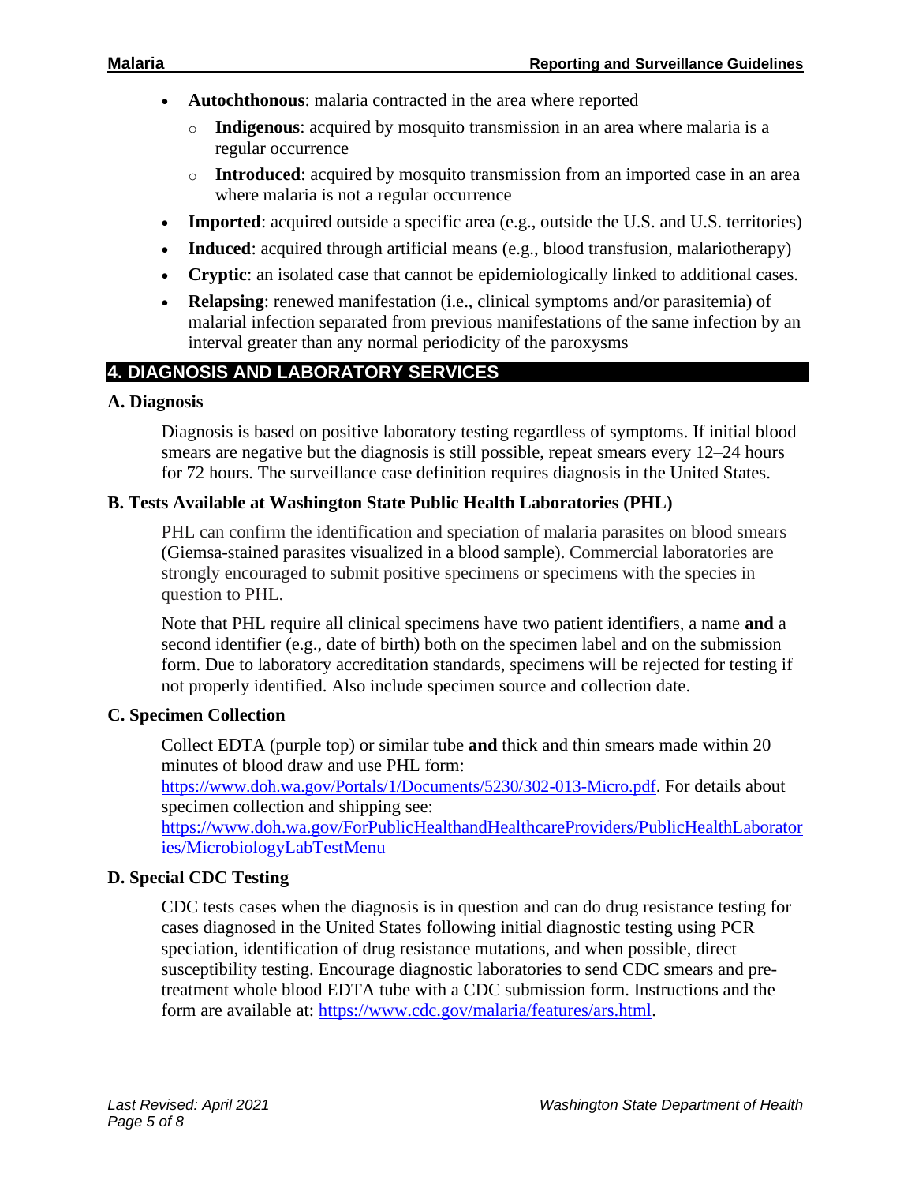- **Autochthonous**: malaria contracted in the area where reported
  - **Indigenous**: acquired by mosquito transmission in an area where malaria is a regular occurrence
  - **Introduced**: acquired by mosquito transmission from an imported case in an area where malaria is not a regular occurrence
- **Imported**: acquired outside a specific area (e.g., outside the U.S. and U.S. territories)
- **Induced**: acquired through artificial means (e.g., blood transfusion, malariotherapy)
- **Cryptic**: an isolated case that cannot be epidemiologically linked to additional cases.
- **Relapsing**: renewed manifestation (i.e., clinical symptoms and/or parasitemia) of malarial infection separated from previous manifestations of the same infection by an interval greater than any normal periodicity of the paroxysms

## 4. DIAGNOSIS AND LABORATORY SERVICES

### A. Diagnosis

Diagnosis is based on positive laboratory testing regardless of symptoms. If initial blood smears are negative but the diagnosis is still possible, repeat smears every 12–24 hours for 72 hours. The surveillance case definition requires diagnosis in the United States.

### B. Tests Available at Washington State Public Health Laboratories (PHL)

PHL can confirm the identification and speciation of malaria parasites on blood smears (Giemsa-stained parasites visualized in a blood sample). Commercial laboratories are strongly encouraged to submit positive specimens or specimens with the species in question to PHL.

Note that PHL require all clinical specimens have two patient identifiers, a name **and** a second identifier (e.g., date of birth) both on the specimen label and on the submission form. Due to laboratory accreditation standards, specimens will be rejected for testing if not properly identified. Also include specimen source and collection date.

### C. Specimen Collection

Collect EDTA (purple top) or similar tube **and** thick and thin smears made within 20 minutes of blood draw and use PHL form: https://www.doh.wa.gov/Portals/1/Documents/5230/302-013-Micro.pdf. For details about specimen collection and shipping see: https://www.doh.wa.gov/ForPublicHealthandHealthcareProviders/PublicHealthLaboratories/MicrobiologyLabTestMenu

### D. Special CDC Testing

CDC tests cases when the diagnosis is in question and can do drug resistance testing for cases diagnosed in the United States following initial diagnostic testing using PCR speciation, identification of drug resistance mutations, and when possible, direct susceptibility testing. Encourage diagnostic laboratories to send CDC smears and pre-treatment whole blood EDTA tube with a CDC submission form. Instructions and the form are available at: https://www.cdc.gov/malaria/features/ars.html.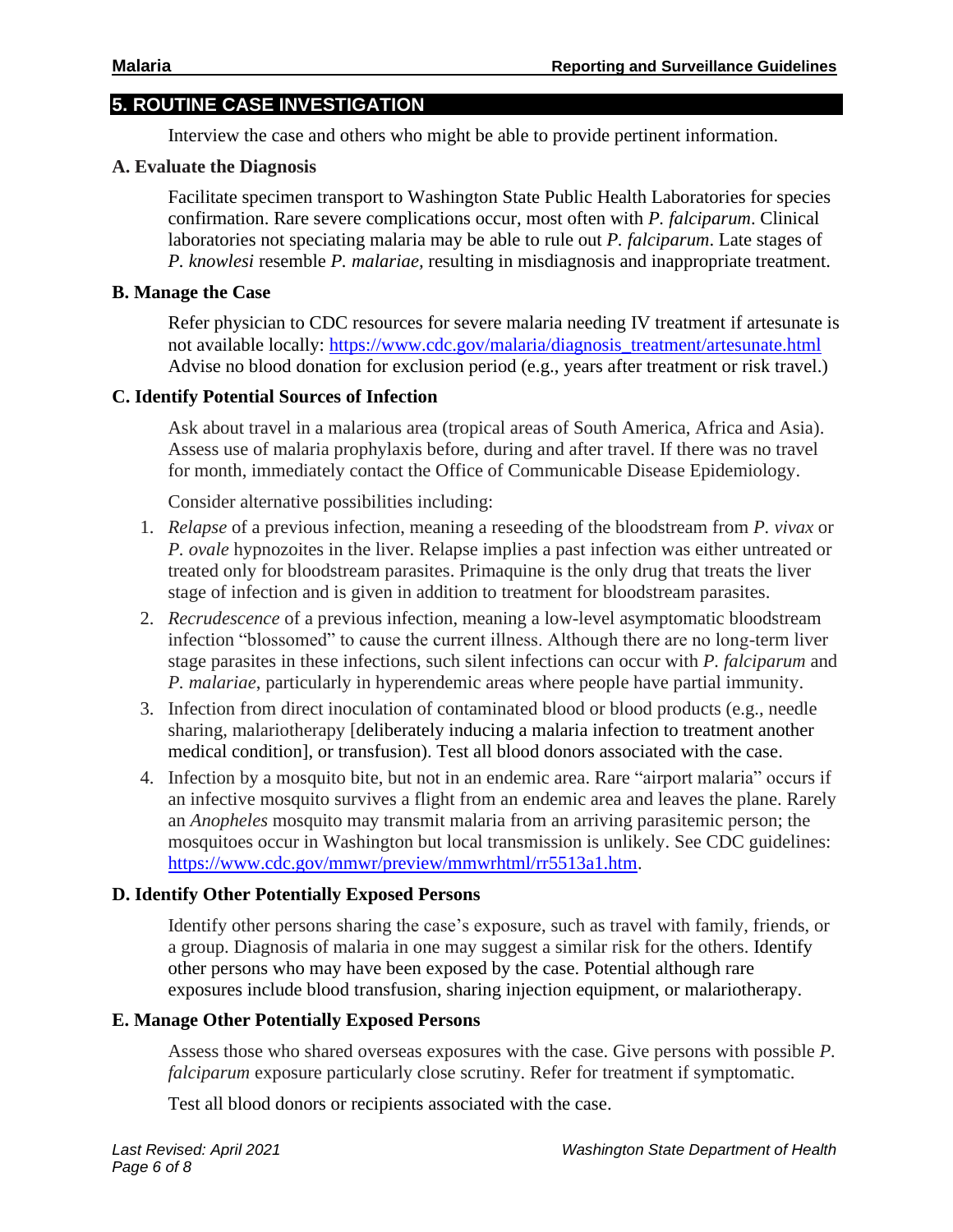## 5. ROUTINE CASE INVESTIGATION

Interview the case and others who might be able to provide pertinent information.

### A. Evaluate the Diagnosis

Facilitate specimen transport to Washington State Public Health Laboratories for species confirmation. Rare severe complications occur, most often with *P. falciparum*. Clinical laboratories not speciating malaria may be able to rule out *P. falciparum*. Late stages of *P. knowlesi* resemble *P. malariae,* resulting in misdiagnosis and inappropriate treatment.

### B. Manage the Case

Refer physician to CDC resources for severe malaria needing IV treatment if artesunate is not available locally: https://www.cdc.gov/malaria/diagnosis_treatment/artesunate.html Advise no blood donation for exclusion period (e.g., years after treatment or risk travel.)

### C. Identify Potential Sources of Infection

Ask about travel in a malarious area (tropical areas of South America, Africa and Asia). Assess use of malaria prophylaxis before, during and after travel. If there was no travel for month, immediately contact the Office of Communicable Disease Epidemiology.

Consider alternative possibilities including:

1. *Relapse* of a previous infection, meaning a reseeding of the bloodstream from *P. vivax* or *P. ovale* hypnozoites in the liver. Relapse implies a past infection was either untreated or treated only for bloodstream parasites. Primaquine is the only drug that treats the liver stage of infection and is given in addition to treatment for bloodstream parasites.
2. *Recrudescence* of a previous infection, meaning a low-level asymptomatic bloodstream infection "blossomed" to cause the current illness. Although there are no long-term liver stage parasites in these infections, such silent infections can occur with *P. falciparum* and *P. malariae*, particularly in hyperendemic areas where people have partial immunity.
3. Infection from direct inoculation of contaminated blood or blood products (e.g., needle sharing, malariotherapy [deliberately inducing a malaria infection to treatment another medical condition], or transfusion). Test all blood donors associated with the case.
4. Infection by a mosquito bite, but not in an endemic area. Rare "airport malaria" occurs if an infective mosquito survives a flight from an endemic area and leaves the plane. Rarely an *Anopheles* mosquito may transmit malaria from an arriving parasitemic person; the mosquitoes occur in Washington but local transmission is unlikely. See CDC guidelines: https://www.cdc.gov/mmwr/preview/mmwrhtml/rr5513a1.htm.

### D. Identify Other Potentially Exposed Persons

Identify other persons sharing the case's exposure, such as travel with family, friends, or a group. Diagnosis of malaria in one may suggest a similar risk for the others. Identify other persons who may have been exposed by the case. Potential although rare exposures include blood transfusion, sharing injection equipment, or malariotherapy.

### E. Manage Other Potentially Exposed Persons

Assess those who shared overseas exposures with the case. Give persons with possible *P. falciparum* exposure particularly close scrutiny. Refer for treatment if symptomatic.

Test all blood donors or recipients associated with the case.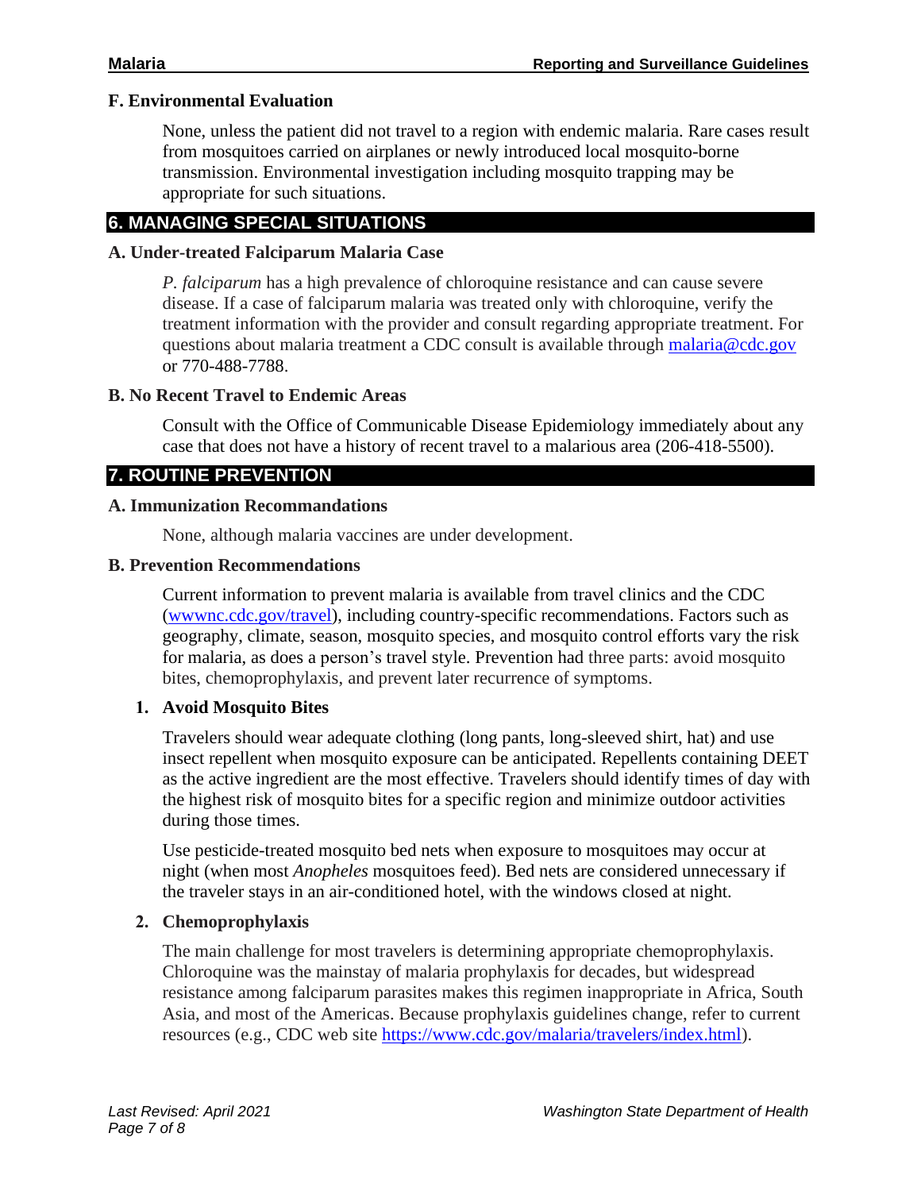### F. Environmental Evaluation

None, unless the patient did not travel to a region with endemic malaria. Rare cases result from mosquitoes carried on airplanes or newly introduced local mosquito-borne transmission. Environmental investigation including mosquito trapping may be appropriate for such situations.

## 6. MANAGING SPECIAL SITUATIONS

### A. Under-treated Falciparum Malaria Case

*P. falciparum* has a high prevalence of chloroquine resistance and can cause severe disease. If a case of falciparum malaria was treated only with chloroquine, verify the treatment information with the provider and consult regarding appropriate treatment. For questions about malaria treatment a CDC consult is available through [malaria@cdc.gov](mailto:malaria@cdc.gov) or 770-488-7788.

### B. No Recent Travel to Endemic Areas

Consult with the Office of Communicable Disease Epidemiology immediately about any case that does not have a history of recent travel to a malarious area (206-418-5500).

## 7. ROUTINE PREVENTION

### A. Immunization Recommandations

None, although malaria vaccines are under development.

### B. Prevention Recommendations

Current information to prevent malaria is available from travel clinics and the CDC ([wwwnc.cdc.gov/travel](wwwnc.cdc.gov/travel)), including country-specific recommendations. Factors such as geography, climate, season, mosquito species, and mosquito control efforts vary the risk for malaria, as does a person's travel style. Prevention had three parts: avoid mosquito bites, chemoprophylaxis, and prevent later recurrence of symptoms.

**1. Avoid Mosquito Bites**

Travelers should wear adequate clothing (long pants, long-sleeved shirt, hat) and use insect repellent when mosquito exposure can be anticipated. Repellents containing DEET as the active ingredient are the most effective. Travelers should identify times of day with the highest risk of mosquito bites for a specific region and minimize outdoor activities during those times.

Use pesticide-treated mosquito bed nets when exposure to mosquitoes may occur at night (when most *Anopheles* mosquitoes feed). Bed nets are considered unnecessary if the traveler stays in an air-conditioned hotel, with the windows closed at night.

**2. Chemoprophylaxis**

The main challenge for most travelers is determining appropriate chemoprophylaxis. Chloroquine was the mainstay of malaria prophylaxis for decades, but widespread resistance among falciparum parasites makes this regimen inappropriate in Africa, South Asia, and most of the Americas. Because prophylaxis guidelines change, refer to current resources (e.g., CDC web site [https://www.cdc.gov/malaria/travelers/index.html](https://www.cdc.gov/malaria/travelers/index.html)).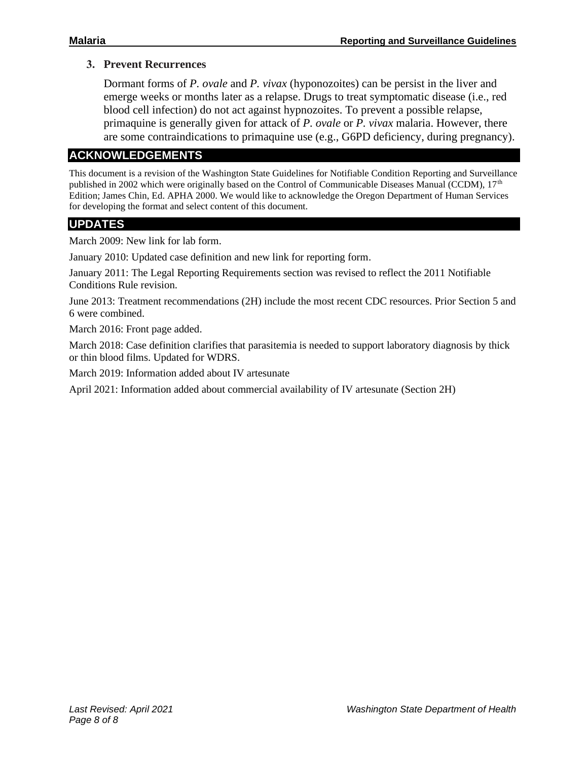### 3. Prevent Recurrences

Dormant forms of *P. ovale* and *P. vivax* (hyponozoites) can be persist in the liver and emerge weeks or months later as a relapse. Drugs to treat symptomatic disease (i.e., red blood cell infection) do not act against hypnozoites. To prevent a possible relapse, primaquine is generally given for attack of *P. ovale* or *P. vivax* malaria. However, there are some contraindications to primaquine use (e.g., G6PD deficiency, during pregnancy).

## ACKNOWLEDGEMENTS

This document is a revision of the Washington State Guidelines for Notifiable Condition Reporting and Surveillance published in 2002 which were originally based on the Control of Communicable Diseases Manual (CCDM), 17th Edition; James Chin, Ed. APHA 2000. We would like to acknowledge the Oregon Department of Human Services for developing the format and select content of this document.

## UPDATES

March 2009: New link for lab form.

January 2010: Updated case definition and new link for reporting form.

January 2011: The Legal Reporting Requirements section was revised to reflect the 2011 Notifiable Conditions Rule revision.

June 2013: Treatment recommendations (2H) include the most recent CDC resources. Prior Section 5 and 6 were combined.

March 2016: Front page added.

March 2018: Case definition clarifies that parasitemia is needed to support laboratory diagnosis by thick or thin blood films. Updated for WDRS.

March 2019: Information added about IV artesunate

April 2021: Information added about commercial availability of IV artesunate (Section 2H)